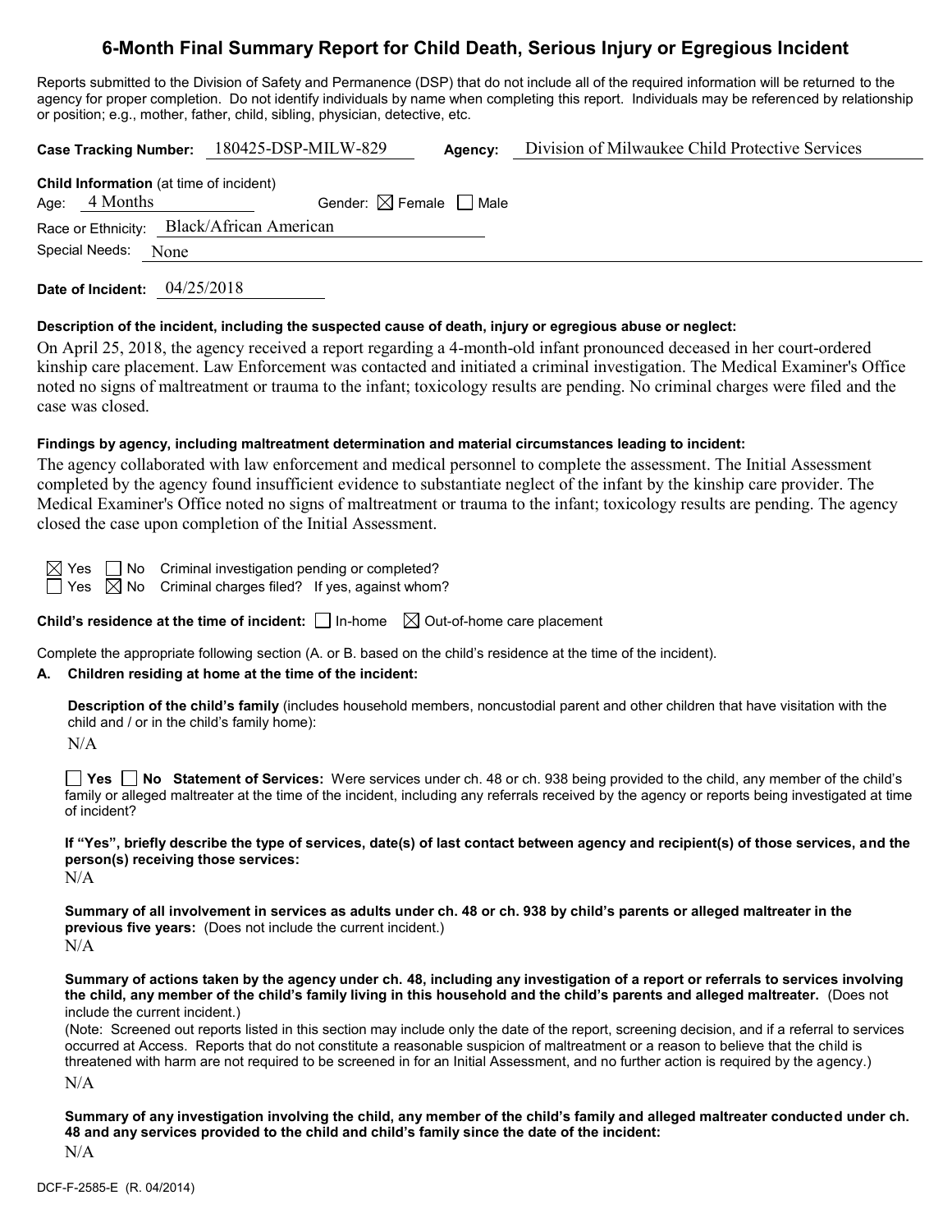# 6-Month Final Summary Report for Child Death, Serious Injury or Egregious Incident

Reports submitted to the Division of Safety and Permanence (DSP) that do not include all of the required information will be returned to the agency for proper completion. Do not identify individuals by name when completing this report. Individuals may be referenced by relationship or position; e.g., mother, father, child, sibling, physician, detective, etc.

**Case Tracking Number:** 180425-DSP-MILW-829 **Agency:** Division of Milwaukee Child Protective Services

**Child Information** (at time of incident)

Age: 4 Months Gender: ☒ Female ☐ Male

Race or Ethnicity: Black/African American

Special Needs: None

**Date of Incident:** 04/25/2018

**Description of the incident, including the suspected cause of death, injury or egregious abuse or neglect:**

On April 25, 2018, the agency received a report regarding a 4-month-old infant pronounced deceased in her court-ordered kinship care placement. Law Enforcement was contacted and initiated a criminal investigation. The Medical Examiner's Office noted no signs of maltreatment or trauma to the infant; toxicology results are pending. No criminal charges were filed and the case was closed.

**Findings by agency, including maltreatment determination and material circumstances leading to incident:**

The agency collaborated with law enforcement and medical personnel to complete the assessment. The Initial Assessment completed by the agency found insufficient evidence to substantiate neglect of the infant by the kinship care provider. The Medical Examiner's Office noted no signs of maltreatment or trauma to the infant; toxicology results are pending. The agency closed the case upon completion of the Initial Assessment.

☒ Yes ☐ No Criminal investigation pending or completed?

☐ Yes ☒ No Criminal charges filed? If yes, against whom?

**Child's residence at the time of incident:** ☐ In-home ☒ Out-of-home care placement

Complete the appropriate following section (A. or B. based on the child's residence at the time of the incident).

**A. Children residing at home at the time of the incident:**

**Description of the child's family** (includes household members, noncustodial parent and other children that have visitation with the child and / or in the child's family home):

N/A

☐ **Yes** ☐ **No Statement of Services:** Were services under ch. 48 or ch. 938 being provided to the child, any member of the child's family or alleged maltreater at the time of the incident, including any referrals received by the agency or reports being investigated at time of incident?

**If "Yes", briefly describe the type of services, date(s) of last contact between agency and recipient(s) of those services, and the person(s) receiving those services:**

N/A

**Summary of all involvement in services as adults under ch. 48 or ch. 938 by child's parents or alleged maltreater in the previous five years:** (Does not include the current incident.)

N/A

**Summary of actions taken by the agency under ch. 48, including any investigation of a report or referrals to services involving the child, any member of the child's family living in this household and the child's parents and alleged maltreater.** (Does not include the current incident.)

(Note: Screened out reports listed in this section may include only the date of the report, screening decision, and if a referral to services occurred at Access. Reports that do not constitute a reasonable suspicion of maltreatment or a reason to believe that the child is threatened with harm are not required to be screened in for an Initial Assessment, and no further action is required by the agency.)

N/A

**Summary of any investigation involving the child, any member of the child's family and alleged maltreater conducted under ch. 48 and any services provided to the child and child's family since the date of the incident:**

N/A

DCF-F-2585-E (R. 04/2014)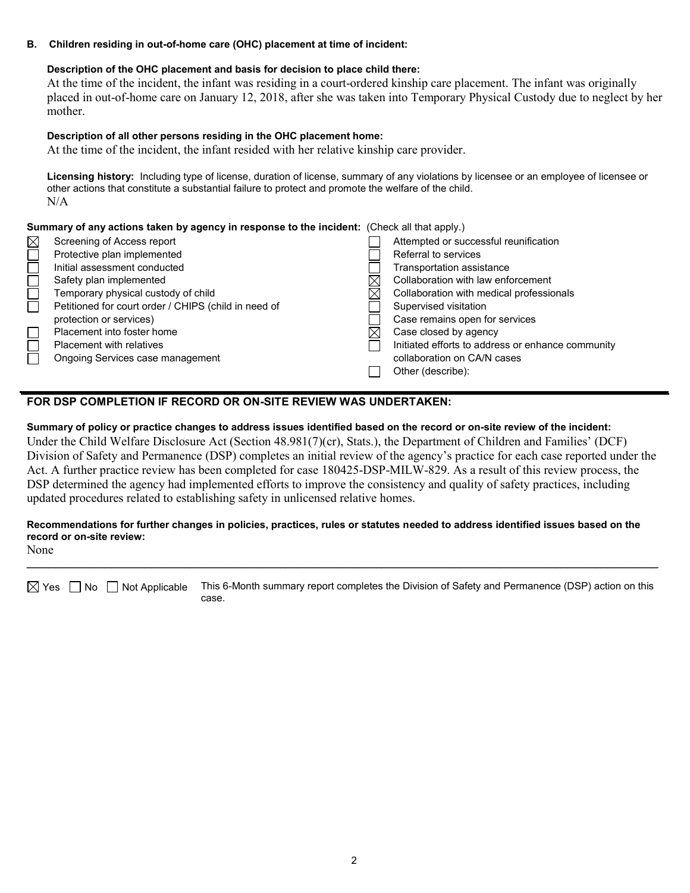**B. Children residing in out-of-home care (OHC) placement at time of incident:**

**Description of the OHC placement and basis for decision to place child there:**

At the time of the incident, the infant was residing in a court-ordered kinship care placement. The infant was originally placed in out-of-home care on January 12, 2018, after she was taken into Temporary Physical Custody due to neglect by her mother.

**Description of all other persons residing in the OHC placement home:**

At the time of the incident, the infant resided with her relative kinship care provider.

**Licensing history:** Including type of license, duration of license, summary of any violations by licensee or an employee of licensee or other actions that constitute a substantial failure to protect and promote the welfare of the child.

N/A

**Summary of any actions taken by agency in response to the incident:** (Check all that apply.)

- ☒ Screening of Access report
- ☐ Protective plan implemented
- ☐ Initial assessment conducted
- ☐ Safety plan implemented
- ☐ Temporary physical custody of child
- ☐ Petitioned for court order / CHIPS (child in need of protection or services)
- ☐ Placement into foster home
- ☐ Placement with relatives
- ☐ Ongoing Services case management
- ☐ Attempted or successful reunification
- ☐ Referral to services
- ☐ Transportation assistance
- ☒ Collaboration with law enforcement
- ☒ Collaboration with medical professionals
- ☐ Supervised visitation
- ☐ Case remains open for services
- ☒ Case closed by agency
- ☐ Initiated efforts to address or enhance community collaboration on CA/N cases
- ☐ Other (describe):

## FOR DSP COMPLETION IF RECORD OR ON-SITE REVIEW WAS UNDERTAKEN:

**Summary of policy or practice changes to address issues identified based on the record or on-site review of the incident:**

Under the Child Welfare Disclosure Act (Section 48.981(7)(cr), Stats.), the Department of Children and Families' (DCF) Division of Safety and Permanence (DSP) completes an initial review of the agency's practice for each case reported under the Act. A further practice review has been completed for case 180425-DSP-MILW-829. As a result of this review process, the DSP determined the agency had implemented efforts to improve the consistency and quality of safety practices, including updated procedures related to establishing safety in unlicensed relative homes.

**Recommendations for further changes in policies, practices, rules or statutes needed to address identified issues based on the record or on-site review:**

None

---

☒ Yes ☐ No ☐ Not Applicable This 6-Month summary report completes the Division of Safety and Permanence (DSP) action on this case.